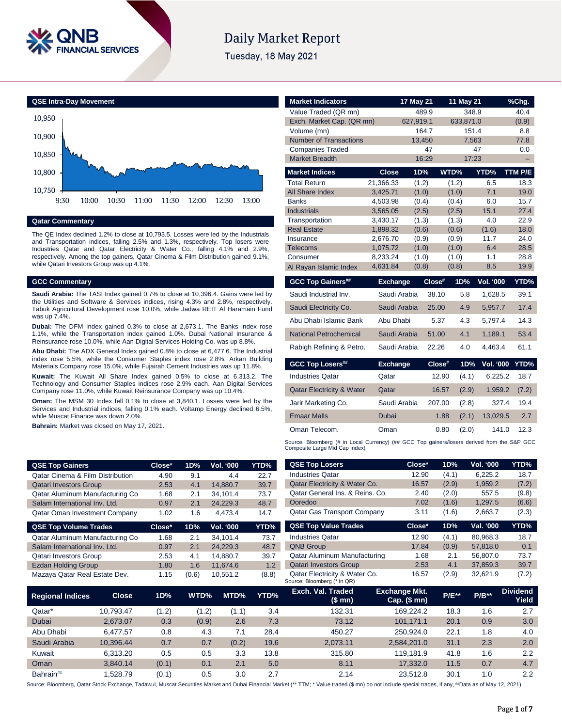# Daily Market Report

Tuesday, 18 May 2021

## QSE Intra-Day Movement

## Qatar Commentary

The QE Index declined 1.2% to close at 10,793.5. Losses were led by the Industrials and Transportation indices, falling 2.5% and 1.3%, respectively. Top losers were Industries Qatar and Qatar Electricity & Water Co., falling 4.1% and 2.9%, respectively. Among the top gainers, Qatar Cinema & Film Distribution gained 9.1%, while Qatari Investors Group was up 4.1%.

## GCC Commentary

**Saudi Arabia:** The TASI Index gained 0.7% to close at 10,396.4. Gains were led by the Utilities and Software & Services indices, rising 4.3% and 2.8%, respectively. Tabuk Agricultural Development rose 10.0%, while Jadwa REIT Al Haramain Fund was up 7.4%.

**Dubai:** The DFM Index gained 0.3% to close at 2,673.1. The Banks index rose 1.1%, while the Transportation index gained 1.0%. Dubai National Insurance & Reinsurance rose 10.0%, while Aan Digital Services Holding Co. was up 8.8%.

**Abu Dhabi:** The ADX General Index gained 0.8% to close at 6,477.6. The Industrial index rose 5.5%, while the Consumer Staples index rose 2.8%. Arkan Building Materials Company rose 15.0%, while Fujairah Cement Industries was up 11.8%.

**Kuwait:** The Kuwait All Share Index gained 0.5% to close at 6,313.2. The Technology and Consumer Staples indices rose 2.9% each. Aan Digital Services Company rose 11.0%, while Kuwait Reinsurance Company was up 10.4%.

**Oman:** The MSM 30 Index fell 0.1% to close at 3,840.1. Losses were led by the Services and Industrial indices, falling 0.1% each. Voltamp Energy declined 6.5%, while Muscat Finance was down 2.0%.

**Bahrain:** Market was closed on May 17, 2021.

| Market Indicators | 17 May 21 | 11 May 21 | %Chg. |
|---|---|---|---|
| Value Traded (QR mn) | 489.9 | 348.9 | 40.4 |
| Exch. Market Cap. (QR mn) | 627,919.1 | 633,871.0 | (0.9) |
| Volume (mn) | 164.7 | 151.4 | 8.8 |
| Number of Transactions | 13,450 | 7,563 | 77.8 |
| Companies Traded | 47 | 47 | 0.0 |
| Market Breadth | 16:29 | 17:23 | – |

| Market Indices | Close | 1D% | WTD% | YTD% | TTM P/E |
|---|---|---|---|---|---|
| Total Return | 21,366.33 | (1.2) | (1.2) | 6.5 | 18.3 |
| All Share Index | 3,425.71 | (1.0) | (1.0) | 7.1 | 19.0 |
| Banks | 4,503.98 | (0.4) | (0.4) | 6.0 | 15.7 |
| Industrials | 3,565.05 | (2.5) | (2.5) | 15.1 | 27.4 |
| Transportation | 3,430.17 | (1.3) | (1.3) | 4.0 | 22.9 |
| Real Estate | 1,898.32 | (0.6) | (0.6) | (1.6) | 18.0 |
| Insurance | 2,676.70 | (0.9) | (0.9) | 11.7 | 24.0 |
| Telecoms | 1,075.72 | (1.0) | (1.0) | 6.4 | 28.5 |
| Consumer | 8,233.24 | (1.0) | (1.0) | 1.1 | 28.8 |
| Al Rayan Islamic Index | 4,631.84 | (0.8) | (0.8) | 8.5 | 19.9 |

| GCC Top Gainers## | Exchange | Close# | 1D% | Vol. '000 | YTD% |
|---|---|---|---|---|---|
| Saudi Industrial Inv. | Saudi Arabia | 38.10 | 5.8 | 1,628.5 | 39.1 |
| Saudi Electricity Co. | Saudi Arabia | 25.00 | 4.9 | 5,957.7 | 17.4 |
| Abu Dhabi Islamic Bank | Abu Dhabi | 5.37 | 4.3 | 5,797.4 | 14.3 |
| National Petrochemical | Saudi Arabia | 51.00 | 4.1 | 1,189.1 | 53.4 |
| Rabigh Refining & Petro. | Saudi Arabia | 22.26 | 4.0 | 4,463.4 | 61.1 |

| GCC Top Losers## | Exchange | Close# | 1D% | Vol. '000 | YTD% |
|---|---|---|---|---|---|
| Industries Qatar | Qatar | 12.90 | (4.1) | 6,225.2 | 18.7 |
| Qatar Electricity & Water | Qatar | 16.57 | (2.9) | 1,959.2 | (7.2) |
| Jarir Marketing Co. | Saudi Arabia | 207.00 | (2.8) | 327.4 | 19.4 |
| Emaar Malls | Dubai | 1.88 | (2.1) | 13,029.5 | 2.7 |
| Oman Telecom. | Oman | 0.80 | (2.0) | 141.0 | 12.3 |

Source: Bloomberg (# in Local Currency) (## GCC Top gainers/losers derived from the S&P GCC Composite Large Mid Cap Index)

| QSE Top Gainers | Close* | 1D% | Vol. '000 | YTD% |
|---|---|---|---|---|
| Qatar Cinema & Film Distribution | 4.90 | 9.1 | 4.4 | 22.7 |
| Qatari Investors Group | 2.53 | 4.1 | 14,880.7 | 39.7 |
| Qatar Aluminum Manufacturing Co | 1.68 | 2.1 | 34,101.4 | 73.7 |
| Salam International Inv. Ltd. | 0.97 | 2.1 | 24,229.3 | 48.7 |
| Qatar Oman Investment Company | 1.02 | 1.6 | 4,473.4 | 14.7 |

| QSE Top Volume Trades | Close* | 1D% | Vol. '000 | YTD% |
|---|---|---|---|---|
| Qatar Aluminum Manufacturing Co | 1.68 | 2.1 | 34,101.4 | 73.7 |
| Salam International Inv. Ltd. | 0.97 | 2.1 | 24,229.3 | 48.7 |
| Qatari Investors Group | 2.53 | 4.1 | 14,880.7 | 39.7 |
| Ezdan Holding Group | 1.80 | 1.6 | 11,674.6 | 1.2 |
| Mazaya Qatar Real Estate Dev. | 1.15 | (0.6) | 10,551.2 | (8.8) |

| QSE Top Losers | Close* | 1D% | Vol. '000 | YTD% |
|---|---|---|---|---|
| Industries Qatar | 12.90 | (4.1) | 6,225.2 | 18.7 |
| Qatar Electricity & Water Co. | 16.57 | (2.9) | 1,959.2 | (7.2) |
| Qatar General Ins. & Reins. Co. | 2.40 | (2.0) | 557.5 | (9.8) |
| Ooredoo | 7.02 | (1.6) | 1,297.5 | (6.6) |
| Qatar Gas Transport Company | 3.11 | (1.6) | 2,663.7 | (2.3) |

| QSE Top Value Trades | Close* | 1D% | Val. '000 | YTD% |
|---|---|---|---|---|
| Industries Qatar | 12.90 | (4.1) | 80,968.3 | 18.7 |
| QNB Group | 17.84 | (0.9) | 57,818.0 | 0.1 |
| Qatar Aluminum Manufacturing | 1.68 | 2.1 | 56,807.0 | 73.7 |
| Qatari Investors Group | 2.53 | 4.1 | 37,859.3 | 39.7 |
| Qatar Electricity & Water Co. | 16.57 | (2.9) | 32,621.9 | (7.2) |

Source: Bloomberg (* in QR)

| Regional Indices | Close | 1D% | WTD% | MTD% | YTD% | Exch. Val. Traded ($ mn) | Exchange Mkt. Cap. ($ mn) | P/E** | P/B** | Dividend Yield |
|---|---|---|---|---|---|---|---|---|---|---|
| Qatar* | 10,793.47 | (1.2) | (1.2) | (1.1) | 3.4 | 132.31 | 169,224.2 | 18.3 | 1.6 | 2.7 |
| Dubai | 2,673.07 | 0.3 | (0.9) | 2.6 | 7.3 | 73.12 | 101,171.1 | 20.1 | 0.9 | 3.0 |
| Abu Dhabi | 6,477.57 | 0.8 | 4.3 | 7.1 | 28.4 | 450.27 | 250,924.0 | 22.1 | 1.8 | 4.0 |
| Saudi Arabia | 10,396.44 | 0.7 | 0.7 | (0.2) | 19.6 | 2,073.11 | 2,584,201.0 | 31.1 | 2.3 | 2.0 |
| Kuwait | 6,313.20 | 0.5 | 0.5 | 3.3 | 13.8 | 315.80 | 119,181.9 | 41.8 | 1.6 | 2.2 |
| Oman | 3,840.14 | (0.1) | 0.1 | 2.1 | 5.0 | 8.11 | 17,332.0 | 11.5 | 0.7 | 4.7 |
| Bahrain## | 1,528.79 | (0.1) | 0.5 | 3.0 | 2.7 | 2.14 | 23,512.8 | 30.1 | 1.0 | 2.2 |

Source: Bloomberg, Qatar Stock Exchange, Tadawul, Muscat Securities Market and Dubai Financial Market (** TTM; * Value traded ($ mn) do not include special trades, if any, ##Data as of May 12, 2021)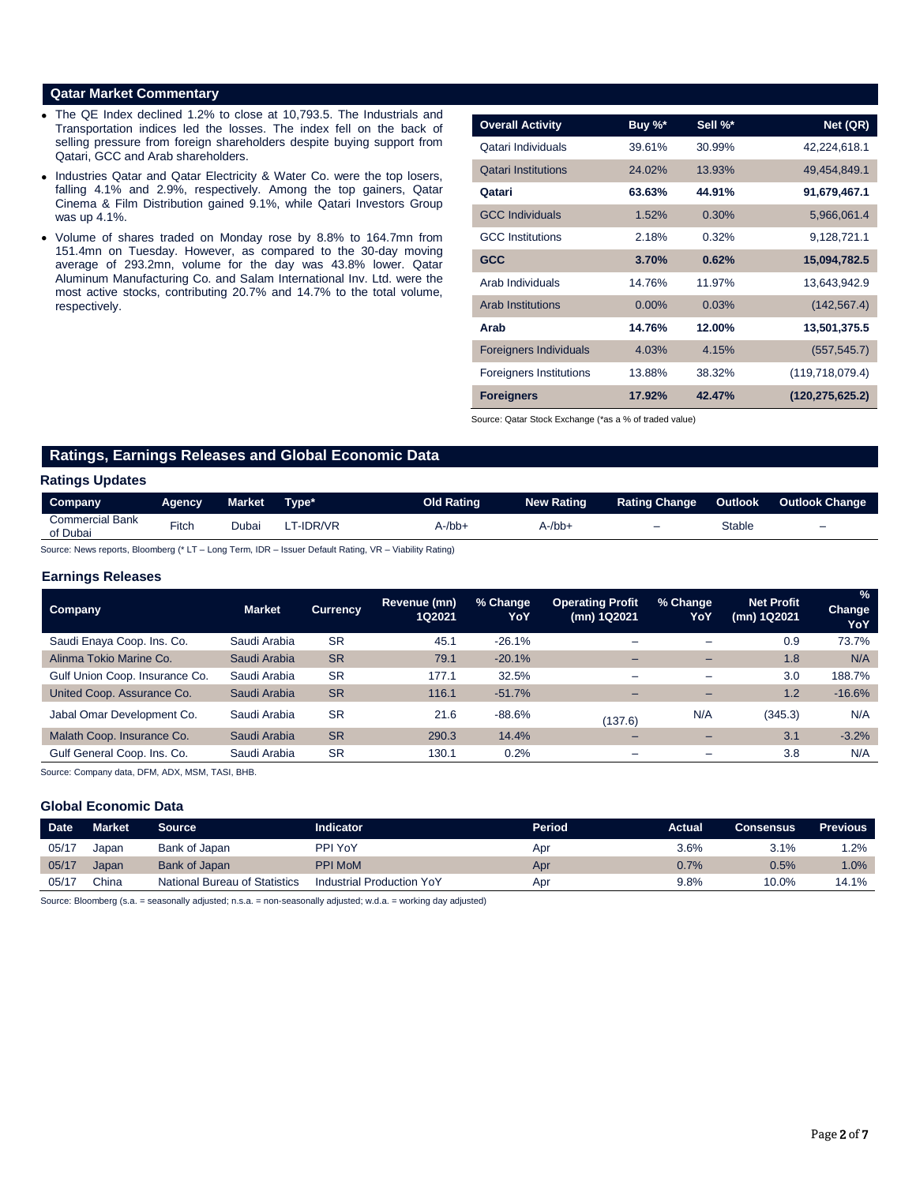## Qatar Market Commentary

- The QE Index declined 1.2% to close at 10,793.5. The Industrials and Transportation indices led the losses. The index fell on the back of selling pressure from foreign shareholders despite buying support from Qatari, GCC and Arab shareholders.
- Industries Qatar and Qatar Electricity & Water Co. were the top losers, falling 4.1% and 2.9%, respectively. Among the top gainers, Qatar Cinema & Film Distribution gained 9.1%, while Qatari Investors Group was up 4.1%.
- Volume of shares traded on Monday rose by 8.8% to 164.7mn from 151.4mn on Tuesday. However, as compared to the 30-day moving average of 293.2mn, volume for the day was 43.8% lower. Qatar Aluminum Manufacturing Co. and Salam International Inv. Ltd. were the most active stocks, contributing 20.7% and 14.7% to the total volume, respectively.

| Overall Activity | Buy %* | Sell %* | Net (QR) |
|---|---|---|---|
| Qatari Individuals | 39.61% | 30.99% | 42,224,618.1 |
| Qatari Institutions | 24.02% | 13.93% | 49,454,849.1 |
| **Qatari** | **63.63%** | **44.91%** | **91,679,467.1** |
| GCC Individuals | 1.52% | 0.30% | 5,966,061.4 |
| GCC Institutions | 2.18% | 0.32% | 9,128,721.1 |
| **GCC** | **3.70%** | **0.62%** | **15,094,782.5** |
| Arab Individuals | 14.76% | 11.97% | 13,643,942.9 |
| Arab Institutions | 0.00% | 0.03% | (142,567.4) |
| **Arab** | **14.76%** | **12.00%** | **13,501,375.5** |
| Foreigners Individuals | 4.03% | 4.15% | (557,545.7) |
| Foreigners Institutions | 13.88% | 38.32% | (119,718,079.4) |
| **Foreigners** | **17.92%** | **42.47%** | **(120,275,625.2)** |

Source: Qatar Stock Exchange (*as a % of traded value)

## Ratings, Earnings Releases and Global Economic Data

### Ratings Updates

| Company | Agency | Market | Type* | Old Rating | New Rating | Rating Change | Outlook | Outlook Change |
|---|---|---|---|---|---|---|---|---|
| Commercial Bank of Dubai | Fitch | Dubai | LT-IDR/VR | A-/bb+ | A-/bb+ | – | Stable | – |

Source: News reports, Bloomberg (* LT – Long Term, IDR – Issuer Default Rating, VR – Viability Rating)

### Earnings Releases

| Company | Market | Currency | Revenue (mn) 1Q2021 | % Change YoY | Operating Profit (mn) 1Q2021 | % Change YoY | Net Profit (mn) 1Q2021 | % Change YoY |
|---|---|---|---|---|---|---|---|---|
| Saudi Enaya Coop. Ins. Co. | Saudi Arabia | SR | 45.1 | -26.1% | – | – | 0.9 | 73.7% |
| Alinma Tokio Marine Co. | Saudi Arabia | SR | 79.1 | -20.1% | – | – | 1.8 | N/A |
| Gulf Union Coop. Insurance Co. | Saudi Arabia | SR | 177.1 | 32.5% | – | – | 3.0 | 188.7% |
| United Coop. Assurance Co. | Saudi Arabia | SR | 116.1 | -51.7% | – | – | 1.2 | -16.6% |
| Jabal Omar Development Co. | Saudi Arabia | SR | 21.6 | -88.6% | (137.6) | N/A | (345.3) | N/A |
| Malath Coop. Insurance Co. | Saudi Arabia | SR | 290.3 | 14.4% | – | – | 3.1 | -3.2% |
| Gulf General Coop. Ins. Co. | Saudi Arabia | SR | 130.1 | 0.2% | – | – | 3.8 | N/A |

Source: Company data, DFM, ADX, MSM, TASI, BHB.

### Global Economic Data

| Date | Market | Source | Indicator | Period | Actual | Consensus | Previous |
|---|---|---|---|---|---|---|---|
| 05/17 | Japan | Bank of Japan | PPI YoY | Apr | 3.6% | 3.1% | 1.2% |
| 05/17 | Japan | Bank of Japan | PPI MoM | Apr | 0.7% | 0.5% | 1.0% |
| 05/17 | China | National Bureau of Statistics | Industrial Production YoY | Apr | 9.8% | 10.0% | 14.1% |

Source: Bloomberg (s.a. = seasonally adjusted; n.s.a. = non-seasonally adjusted; w.d.a. = working day adjusted)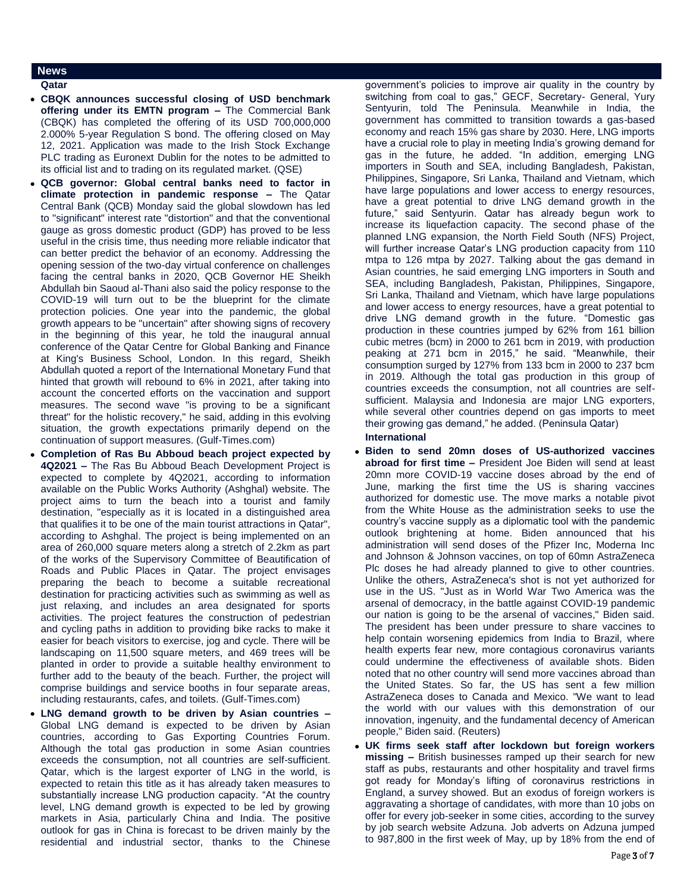## News

### Qatar

- **CBQK announces successful closing of USD benchmark offering under its EMTN program –** The Commercial Bank (CBQK) has completed the offering of its USD 700,000,000 2.000% 5-year Regulation S bond. The offering closed on May 12, 2021. Application was made to the Irish Stock Exchange PLC trading as Euronext Dublin for the notes to be admitted to its official list and to trading on its regulated market. (QSE)
- **QCB governor: Global central banks need to factor in climate protection in pandemic response –** The Qatar Central Bank (QCB) Monday said the global slowdown has led to "significant" interest rate "distortion" and that the conventional gauge as gross domestic product (GDP) has proved to be less useful in the crisis time, thus needing more reliable indicator that can better predict the behavior of an economy. Addressing the opening session of the two-day virtual conference on challenges facing the central banks in 2020, QCB Governor HE Sheikh Abdullah bin Saoud al-Thani also said the policy response to the COVID-19 will turn out to be the blueprint for the climate protection policies. One year into the pandemic, the global growth appears to be "uncertain" after showing signs of recovery in the beginning of this year, he told the inaugural annual conference of the Qatar Centre for Global Banking and Finance at King's Business School, London. In this regard, Sheikh Abdullah quoted a report of the International Monetary Fund that hinted that growth will rebound to 6% in 2021, after taking into account the concerted efforts on the vaccination and support measures. The second wave "is proving to be a significant threat" for the holistic recovery," he said, adding in this evolving situation, the growth expectations primarily depend on the continuation of support measures. (Gulf-Times.com)
- **Completion of Ras Bu Abboud beach project expected by 4Q2021 –** The Ras Bu Abboud Beach Development Project is expected to complete by 4Q2021, according to information available on the Public Works Authority (Ashghal) website. The project aims to turn the beach into a tourist and family destination, "especially as it is located in a distinguished area that qualifies it to be one of the main tourist attractions in Qatar", according to Ashghal. The project is being implemented on an area of 260,000 square meters along a stretch of 2.2km as part of the works of the Supervisory Committee of Beautification of Roads and Public Places in Qatar. The project envisages preparing the beach to become a suitable recreational destination for practicing activities such as swimming as well as just relaxing, and includes an area designated for sports activities. The project features the construction of pedestrian and cycling paths in addition to providing bike racks to make it easier for beach visitors to exercise, jog and cycle. There will be landscaping on 11,500 square meters, and 469 trees will be planted in order to provide a suitable healthy environment to further add to the beauty of the beach. Further, the project will comprise buildings and service booths in four separate areas, including restaurants, cafes, and toilets. (Gulf-Times.com)
- **LNG demand growth to be driven by Asian countries –** Global LNG demand is expected to be driven by Asian countries, according to Gas Exporting Countries Forum. Although the total gas production in some Asian countries exceeds the consumption, not all countries are self-sufficient. Qatar, which is the largest exporter of LNG in the world, is expected to retain this title as it has already taken measures to substantially increase LNG production capacity. "At the country level, LNG demand growth is expected to be led by growing markets in Asia, particularly China and India. The positive outlook for gas in China is forecast to be driven mainly by the residential and industrial sector, thanks to the Chinese government's policies to improve air quality in the country by switching from coal to gas," GECF, Secretary- General, Yury Sentyurin, told The Peninsula. Meanwhile in India, the government has committed to transition towards a gas-based economy and reach 15% gas share by 2030. Here, LNG imports have a crucial role to play in meeting India's growing demand for gas in the future, he added. "In addition, emerging LNG importers in South and SEA, including Bangladesh, Pakistan, Philippines, Singapore, Sri Lanka, Thailand and Vietnam, which have large populations and lower access to energy resources, have a great potential to drive LNG demand growth in the future," said Sentyurin. Qatar has already begun work to increase its liquefaction capacity. The second phase of the planned LNG expansion, the North Field South (NFS) Project, will further increase Qatar's LNG production capacity from 110 mtpa to 126 mtpa by 2027. Talking about the gas demand in Asian countries, he said emerging LNG importers in South and SEA, including Bangladesh, Pakistan, Philippines, Singapore, Sri Lanka, Thailand and Vietnam, which have large populations and lower access to energy resources, have a great potential to drive LNG demand growth in the future. "Domestic gas production in these countries jumped by 62% from 161 billion cubic metres (bcm) in 2000 to 261 bcm in 2019, with production peaking at 271 bcm in 2015," he said. "Meanwhile, their consumption surged by 127% from 133 bcm in 2000 to 237 bcm in 2019. Although the total gas production in this group of countries exceeds the consumption, not all countries are self-sufficient. Malaysia and Indonesia are major LNG exporters, while several other countries depend on gas imports to meet their growing gas demand," he added. (Peninsula Qatar)

### International

- **Biden to send 20mn doses of US-authorized vaccines abroad for first time –** President Joe Biden will send at least 20mn more COVID-19 vaccine doses abroad by the end of June, marking the first time the US is sharing vaccines authorized for domestic use. The move marks a notable pivot from the White House as the administration seeks to use the country's vaccine supply as a diplomatic tool with the pandemic outlook brightening at home. Biden announced that his administration will send doses of the Pfizer Inc, Moderna Inc and Johnson & Johnson vaccines, on top of 60mn AstraZeneca Plc doses he had already planned to give to other countries. Unlike the others, AstraZeneca's shot is not yet authorized for use in the US. "Just as in World War Two America was the arsenal of democracy, in the battle against COVID-19 pandemic our nation is going to be the arsenal of vaccines," Biden said. The president has been under pressure to share vaccines to help contain worsening epidemics from India to Brazil, where health experts fear new, more contagious coronavirus variants could undermine the effectiveness of available shots. Biden noted that no other country will send more vaccines abroad than the United States. So far, the US has sent a few million AstraZeneca doses to Canada and Mexico. "We want to lead the world with our values with this demonstration of our innovation, ingenuity, and the fundamental decency of American people," Biden said. (Reuters)
- **UK firms seek staff after lockdown but foreign workers missing –** British businesses ramped up their search for new staff as pubs, restaurants and other hospitality and travel firms got ready for Monday's lifting of coronavirus restrictions in England, a survey showed. But an exodus of foreign workers is aggravating a shortage of candidates, with more than 10 jobs on offer for every job-seeker in some cities, according to the survey by job search website Adzuna. Job adverts on Adzuna jumped to 987,800 in the first week of May, up by 18% from the end of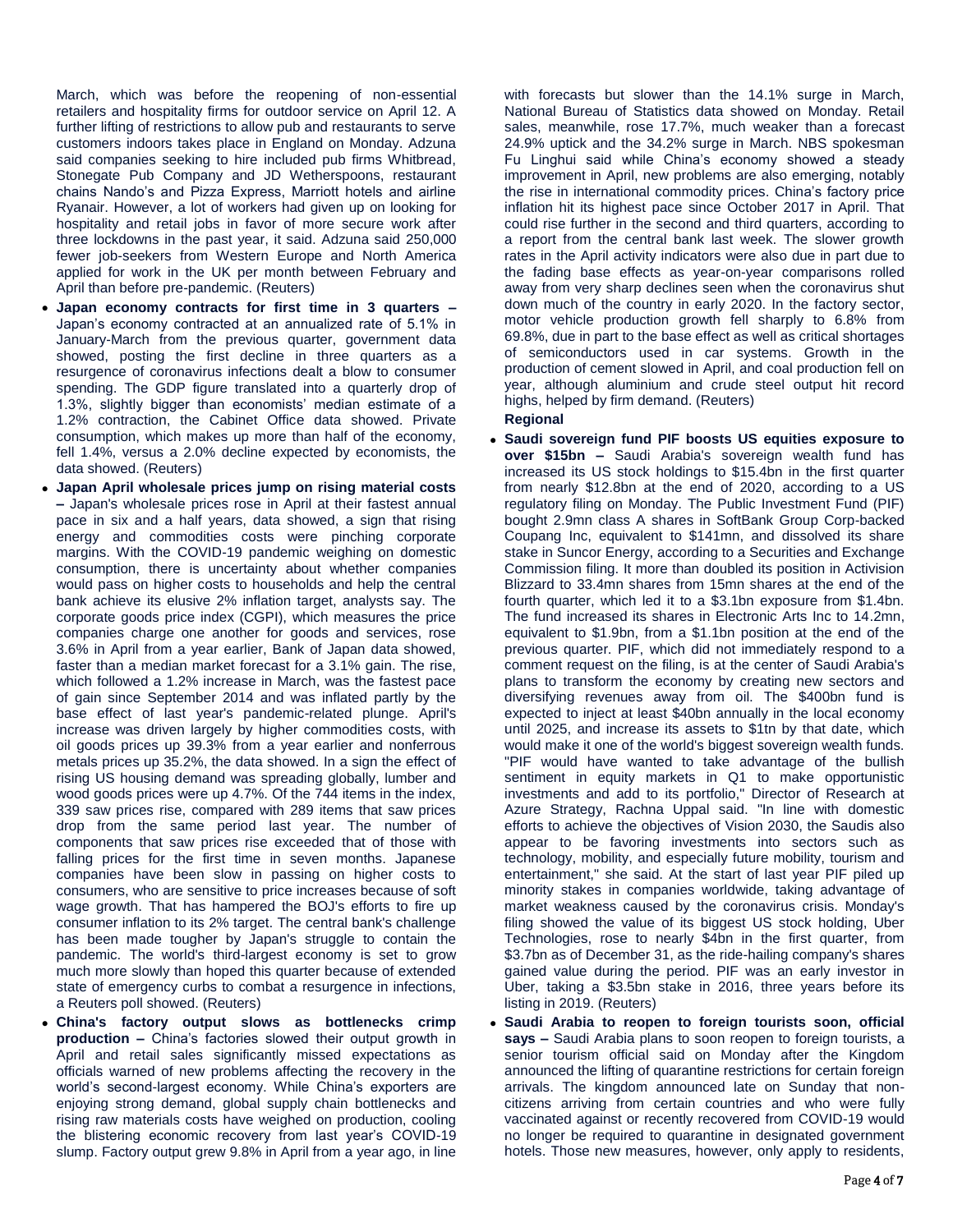March, which was before the reopening of non-essential retailers and hospitality firms for outdoor service on April 12. A further lifting of restrictions to allow pub and restaurants to serve customers indoors takes place in England on Monday. Adzuna said companies seeking to hire included pub firms Whitbread, Stonegate Pub Company and JD Wetherspoons, restaurant chains Nando's and Pizza Express, Marriott hotels and airline Ryanair. However, a lot of workers had given up on looking for hospitality and retail jobs in favor of more secure work after three lockdowns in the past year, it said. Adzuna said 250,000 fewer job-seekers from Western Europe and North America applied for work in the UK per month between February and April than before pre-pandemic. (Reuters)

- **Japan economy contracts for first time in 3 quarters –** Japan's economy contracted at an annualized rate of 5.1% in January-March from the previous quarter, government data showed, posting the first decline in three quarters as a resurgence of coronavirus infections dealt a blow to consumer spending. The GDP figure translated into a quarterly drop of 1.3%, slightly bigger than economists' median estimate of a 1.2% contraction, the Cabinet Office data showed. Private consumption, which makes up more than half of the economy, fell 1.4%, versus a 2.0% decline expected by economists, the data showed. (Reuters)
- **Japan April wholesale prices jump on rising material costs –** Japan's wholesale prices rose in April at their fastest annual pace in six and a half years, data showed, a sign that rising energy and commodities costs were pinching corporate margins. With the COVID-19 pandemic weighing on domestic consumption, there is uncertainty about whether companies would pass on higher costs to households and help the central bank achieve its elusive 2% inflation target, analysts say. The corporate goods price index (CGPI), which measures the price companies charge one another for goods and services, rose 3.6% in April from a year earlier, Bank of Japan data showed, faster than a median market forecast for a 3.1% gain. The rise, which followed a 1.2% increase in March, was the fastest pace of gain since September 2014 and was inflated partly by the base effect of last year's pandemic-related plunge. April's increase was driven largely by higher commodities costs, with oil goods prices up 39.3% from a year earlier and nonferrous metals prices up 35.2%, the data showed. In a sign the effect of rising US housing demand was spreading globally, lumber and wood goods prices were up 4.7%. Of the 744 items in the index, 339 saw prices rise, compared with 289 items that saw prices drop from the same period last year. The number of components that saw prices rise exceeded that of those with falling prices for the first time in seven months. Japanese companies have been slow in passing on higher costs to consumers, who are sensitive to price increases because of soft wage growth. That has hampered the BOJ's efforts to fire up consumer inflation to its 2% target. The central bank's challenge has been made tougher by Japan's struggle to contain the pandemic. The world's third-largest economy is set to grow much more slowly than hoped this quarter because of extended state of emergency curbs to combat a resurgence in infections, a Reuters poll showed. (Reuters)
- **China's factory output slows as bottlenecks crimp production –** China's factories slowed their output growth in April and retail sales significantly missed expectations as officials warned of new problems affecting the recovery in the world's second-largest economy. While China's exporters are enjoying strong demand, global supply chain bottlenecks and rising raw materials costs have weighed on production, cooling the blistering economic recovery from last year's COVID-19 slump. Factory output grew 9.8% in April from a year ago, in line with forecasts but slower than the 14.1% surge in March, National Bureau of Statistics data showed on Monday. Retail sales, meanwhile, rose 17.7%, much weaker than a forecast 24.9% uptick and the 34.2% surge in March. NBS spokesman Fu Linghui said while China's economy showed a steady improvement in April, new problems are also emerging, notably the rise in international commodity prices. China's factory price inflation hit its highest pace since October 2017 in April. That could rise further in the second and third quarters, according to a report from the central bank last week. The slower growth rates in the April activity indicators were also due in part due to the fading base effects as year-on-year comparisons rolled away from very sharp declines seen when the coronavirus shut down much of the country in early 2020. In the factory sector, motor vehicle production growth fell sharply to 6.8% from 69.8%, due in part to the base effect as well as critical shortages of semiconductors used in car systems. Growth in the production of cement slowed in April, and coal production fell on year, although aluminium and crude steel output hit record highs, helped by firm demand. (Reuters)

**Regional**

- **Saudi sovereign fund PIF boosts US equities exposure to over \$15bn –** Saudi Arabia's sovereign wealth fund has increased its US stock holdings to \$15.4bn in the first quarter from nearly \$12.8bn at the end of 2020, according to a US regulatory filing on Monday. The Public Investment Fund (PIF) bought 2.9mn class A shares in SoftBank Group Corp-backed Coupang Inc, equivalent to \$141mn, and dissolved its share stake in Suncor Energy, according to a Securities and Exchange Commission filing. It more than doubled its position in Activision Blizzard to 33.4mn shares from 15mn shares at the end of the fourth quarter, which led it to a \$3.1bn exposure from \$1.4bn. The fund increased its shares in Electronic Arts Inc to 14.2mn, equivalent to \$1.9bn, from a \$1.1bn position at the end of the previous quarter. PIF, which did not immediately respond to a comment request on the filing, is at the center of Saudi Arabia's plans to transform the economy by creating new sectors and diversifying revenues away from oil. The \$400bn fund is expected to inject at least \$40bn annually in the local economy until 2025, and increase its assets to \$1tn by that date, which would make it one of the world's biggest sovereign wealth funds. "PIF would have wanted to take advantage of the bullish sentiment in equity markets in Q1 to make opportunistic investments and add to its portfolio," Director of Research at Azure Strategy, Rachna Uppal said. "In line with domestic efforts to achieve the objectives of Vision 2030, the Saudis also appear to be favoring investments into sectors such as technology, mobility, and especially future mobility, tourism and entertainment," she said. At the start of last year PIF piled up minority stakes in companies worldwide, taking advantage of market weakness caused by the coronavirus crisis. Monday's filing showed the value of its biggest US stock holding, Uber Technologies, rose to nearly \$4bn in the first quarter, from \$3.7bn as of December 31, as the ride-hailing company's shares gained value during the period. PIF was an early investor in Uber, taking a \$3.5bn stake in 2016, three years before its listing in 2019. (Reuters)
- **Saudi Arabia to reopen to foreign tourists soon, official says –** Saudi Arabia plans to soon reopen to foreign tourists, a senior tourism official said on Monday after the Kingdom announced the lifting of quarantine restrictions for certain foreign arrivals. The kingdom announced late on Sunday that non-citizens arriving from certain countries and who were fully vaccinated against or recently recovered from COVID-19 would no longer be required to quarantine in designated government hotels. Those new measures, however, only apply to residents,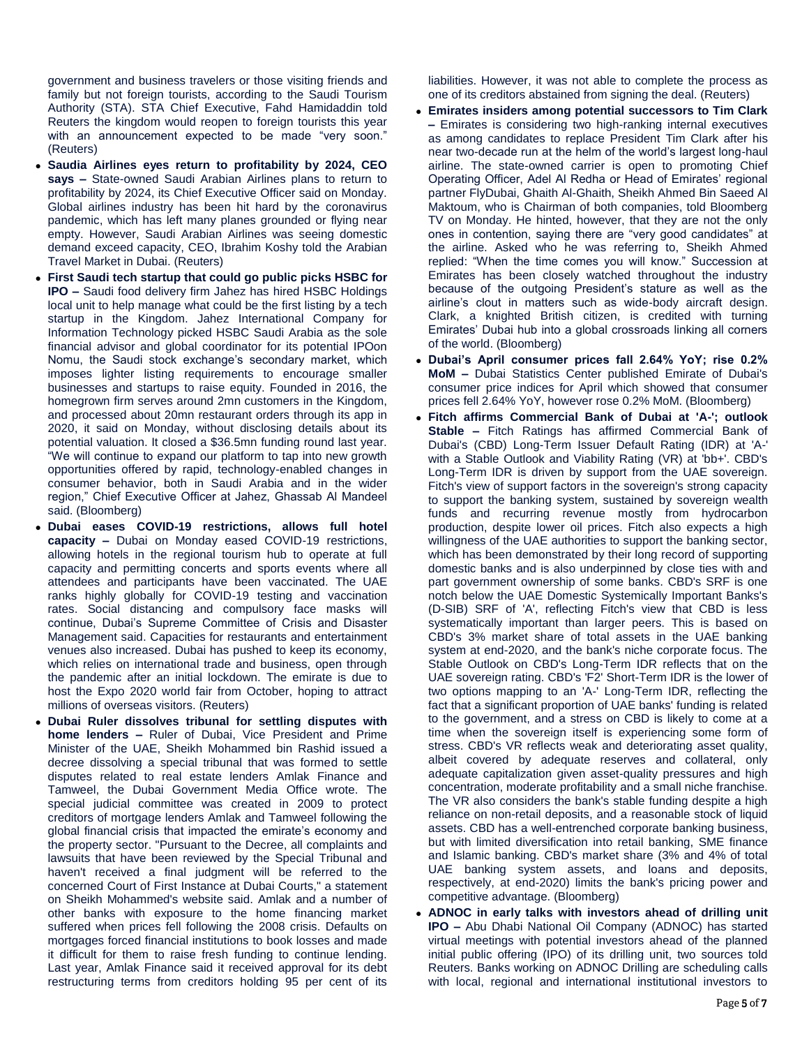government and business travelers or those visiting friends and family but not foreign tourists, according to the Saudi Tourism Authority (STA). STA Chief Executive, Fahd Hamidaddin told Reuters the kingdom would reopen to foreign tourists this year with an announcement expected to be made "very soon." (Reuters)

- **Saudia Airlines eyes return to profitability by 2024, CEO says –** State-owned Saudi Arabian Airlines plans to return to profitability by 2024, its Chief Executive Officer said on Monday. Global airlines industry has been hit hard by the coronavirus pandemic, which has left many planes grounded or flying near empty. However, Saudi Arabian Airlines was seeing domestic demand exceed capacity, CEO, Ibrahim Koshy told the Arabian Travel Market in Dubai. (Reuters)
- **First Saudi tech startup that could go public picks HSBC for IPO –** Saudi food delivery firm Jahez has hired HSBC Holdings local unit to help manage what could be the first listing by a tech startup in the Kingdom. Jahez International Company for Information Technology picked HSBC Saudi Arabia as the sole financial advisor and global coordinator for its potential IPOon Nomu, the Saudi stock exchange's secondary market, which imposes lighter listing requirements to encourage smaller businesses and startups to raise equity. Founded in 2016, the homegrown firm serves around 2mn customers in the Kingdom, and processed about 20mn restaurant orders through its app in 2020, it said on Monday, without disclosing details about its potential valuation. It closed a $36.5mn funding round last year. "We will continue to expand our platform to tap into new growth opportunities offered by rapid, technology-enabled changes in consumer behavior, both in Saudi Arabia and in the wider region," Chief Executive Officer at Jahez, Ghassab Al Mandeel said. (Bloomberg)
- **Dubai eases COVID-19 restrictions, allows full hotel capacity –** Dubai on Monday eased COVID-19 restrictions, allowing hotels in the regional tourism hub to operate at full capacity and permitting concerts and sports events where all attendees and participants have been vaccinated. The UAE ranks highly globally for COVID-19 testing and vaccination rates. Social distancing and compulsory face masks will continue, Dubai's Supreme Committee of Crisis and Disaster Management said. Capacities for restaurants and entertainment venues also increased. Dubai has pushed to keep its economy, which relies on international trade and business, open through the pandemic after an initial lockdown. The emirate is due to host the Expo 2020 world fair from October, hoping to attract millions of overseas visitors. (Reuters)
- **Dubai Ruler dissolves tribunal for settling disputes with home lenders –** Ruler of Dubai, Vice President and Prime Minister of the UAE, Sheikh Mohammed bin Rashid issued a decree dissolving a special tribunal that was formed to settle disputes related to real estate lenders Amlak Finance and Tamweel, the Dubai Government Media Office wrote. The special judicial committee was created in 2009 to protect creditors of mortgage lenders Amlak and Tamweel following the global financial crisis that impacted the emirate's economy and the property sector. "Pursuant to the Decree, all complaints and lawsuits that have been reviewed by the Special Tribunal and haven't received a final judgment will be referred to the concerned Court of First Instance at Dubai Courts," a statement on Sheikh Mohammed's website said. Amlak and a number of other banks with exposure to the home financing market suffered when prices fell following the 2008 crisis. Defaults on mortgages forced financial institutions to book losses and made it difficult for them to raise fresh funding to continue lending. Last year, Amlak Finance said it received approval for its debt restructuring terms from creditors holding 95 per cent of its liabilities. However, it was not able to complete the process as one of its creditors abstained from signing the deal. (Reuters)
- **Emirates insiders among potential successors to Tim Clark –** Emirates is considering two high-ranking internal executives as among candidates to replace President Tim Clark after his near two-decade run at the helm of the world's largest long-haul airline. The state-owned carrier is open to promoting Chief Operating Officer, Adel Al Redha or Head of Emirates' regional partner FlyDubai, Ghaith Al-Ghaith, Sheikh Ahmed Bin Saeed Al Maktoum, who is Chairman of both companies, told Bloomberg TV on Monday. He hinted, however, that they are not the only ones in contention, saying there are "very good candidates" at the airline. Asked who he was referring to, Sheikh Ahmed replied: "When the time comes you will know." Succession at Emirates has been closely watched throughout the industry because of the outgoing President's stature as well as the airline's clout in matters such as wide-body aircraft design. Clark, a knighted British citizen, is credited with turning Emirates' Dubai hub into a global crossroads linking all corners of the world. (Bloomberg)
- **Dubai's April consumer prices fall 2.64% YoY; rise 0.2% MoM –** Dubai Statistics Center published Emirate of Dubai's consumer price indices for April which showed that consumer prices fell 2.64% YoY, however rose 0.2% MoM. (Bloomberg)
- **Fitch affirms Commercial Bank of Dubai at 'A-'; outlook Stable –** Fitch Ratings has affirmed Commercial Bank of Dubai's (CBD) Long-Term Issuer Default Rating (IDR) at 'A-' with a Stable Outlook and Viability Rating (VR) at 'bb+'. CBD's Long-Term IDR is driven by support from the UAE sovereign. Fitch's view of support factors in the sovereign's strong capacity to support the banking system, sustained by sovereign wealth funds and recurring revenue mostly from hydrocarbon production, despite lower oil prices. Fitch also expects a high willingness of the UAE authorities to support the banking sector, which has been demonstrated by their long record of supporting domestic banks and is also underpinned by close ties with and part government ownership of some banks. CBD's SRF is one notch below the UAE Domestic Systemically Important Banks's (D-SIB) SRF of 'A', reflecting Fitch's view that CBD is less systematically important than larger peers. This is based on CBD's 3% market share of total assets in the UAE banking system at end-2020, and the bank's niche corporate focus. The Stable Outlook on CBD's Long-Term IDR reflects that on the UAE sovereign rating. CBD's 'F2' Short-Term IDR is the lower of two options mapping to an 'A-' Long-Term IDR, reflecting the fact that a significant proportion of UAE banks' funding is related to the government, and a stress on CBD is likely to come at a time when the sovereign itself is experiencing some form of stress. CBD's VR reflects weak and deteriorating asset quality, albeit covered by adequate reserves and collateral, only adequate capitalization given asset-quality pressures and high concentration, moderate profitability and a small niche franchise. The VR also considers the bank's stable funding despite a high reliance on non-retail deposits, and a reasonable stock of liquid assets. CBD has a well-entrenched corporate banking business, but with limited diversification into retail banking, SME finance and Islamic banking. CBD's market share (3% and 4% of total UAE banking system assets, and loans and deposits, respectively, at end-2020) limits the bank's pricing power and competitive advantage. (Bloomberg)
- **ADNOC in early talks with investors ahead of drilling unit IPO –** Abu Dhabi National Oil Company (ADNOC) has started virtual meetings with potential investors ahead of the planned initial public offering (IPO) of its drilling unit, two sources told Reuters. Banks working on ADNOC Drilling are scheduling calls with local, regional and international institutional investors to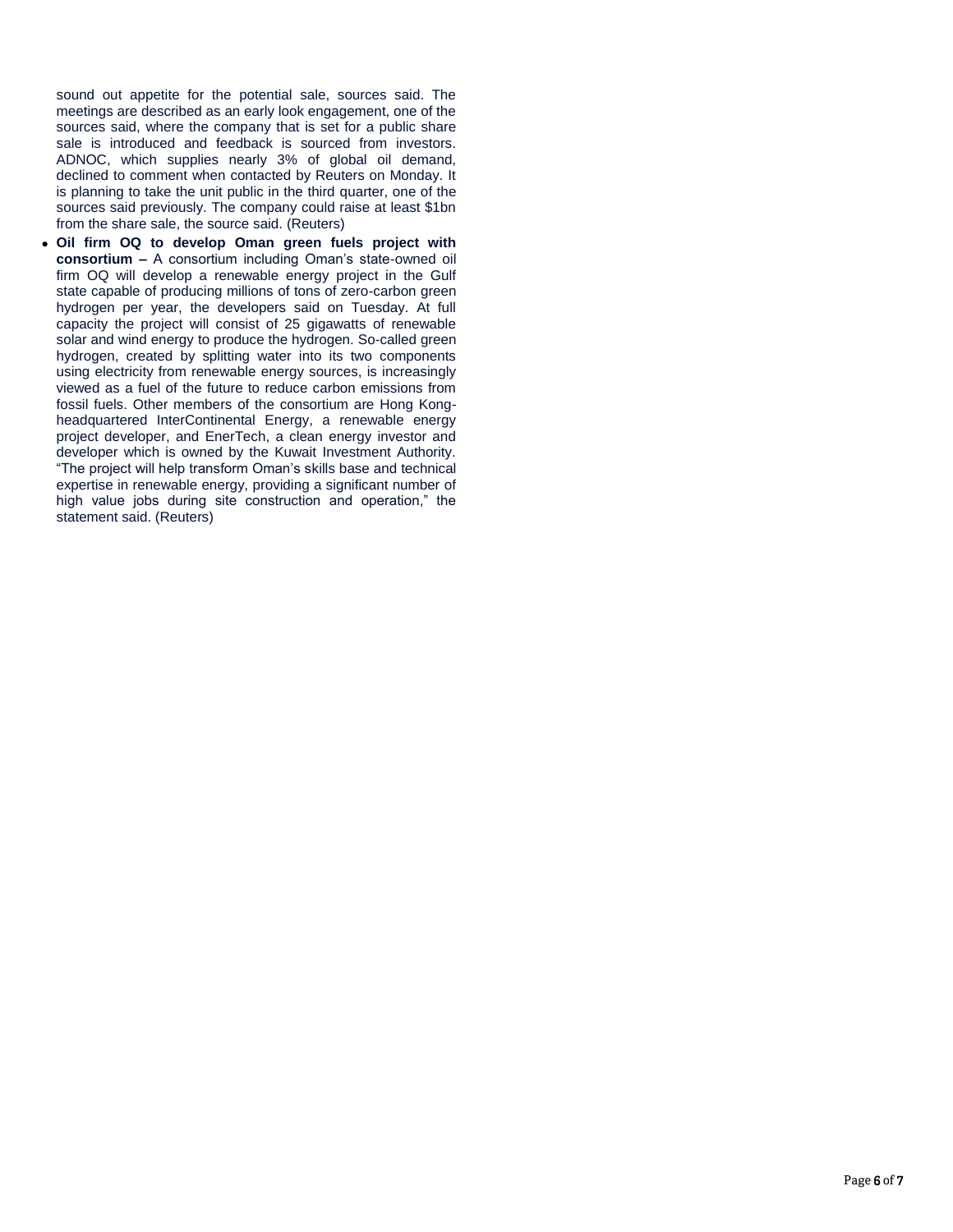sound out appetite for the potential sale, sources said. The meetings are described as an early look engagement, one of the sources said, where the company that is set for a public share sale is introduced and feedback is sourced from investors. ADNOC, which supplies nearly 3% of global oil demand, declined to comment when contacted by Reuters on Monday. It is planning to take the unit public in the third quarter, one of the sources said previously. The company could raise at least $1bn from the share sale, the source said. (Reuters)

- **Oil firm OQ to develop Oman green fuels project with consortium –** A consortium including Oman's state-owned oil firm OQ will develop a renewable energy project in the Gulf state capable of producing millions of tons of zero-carbon green hydrogen per year, the developers said on Tuesday. At full capacity the project will consist of 25 gigawatts of renewable solar and wind energy to produce the hydrogen. So-called green hydrogen, created by splitting water into its two components using electricity from renewable energy sources, is increasingly viewed as a fuel of the future to reduce carbon emissions from fossil fuels. Other members of the consortium are Hong Kong-headquartered InterContinental Energy, a renewable energy project developer, and EnerTech, a clean energy investor and developer which is owned by the Kuwait Investment Authority. "The project will help transform Oman's skills base and technical expertise in renewable energy, providing a significant number of high value jobs during site construction and operation," the statement said. (Reuters)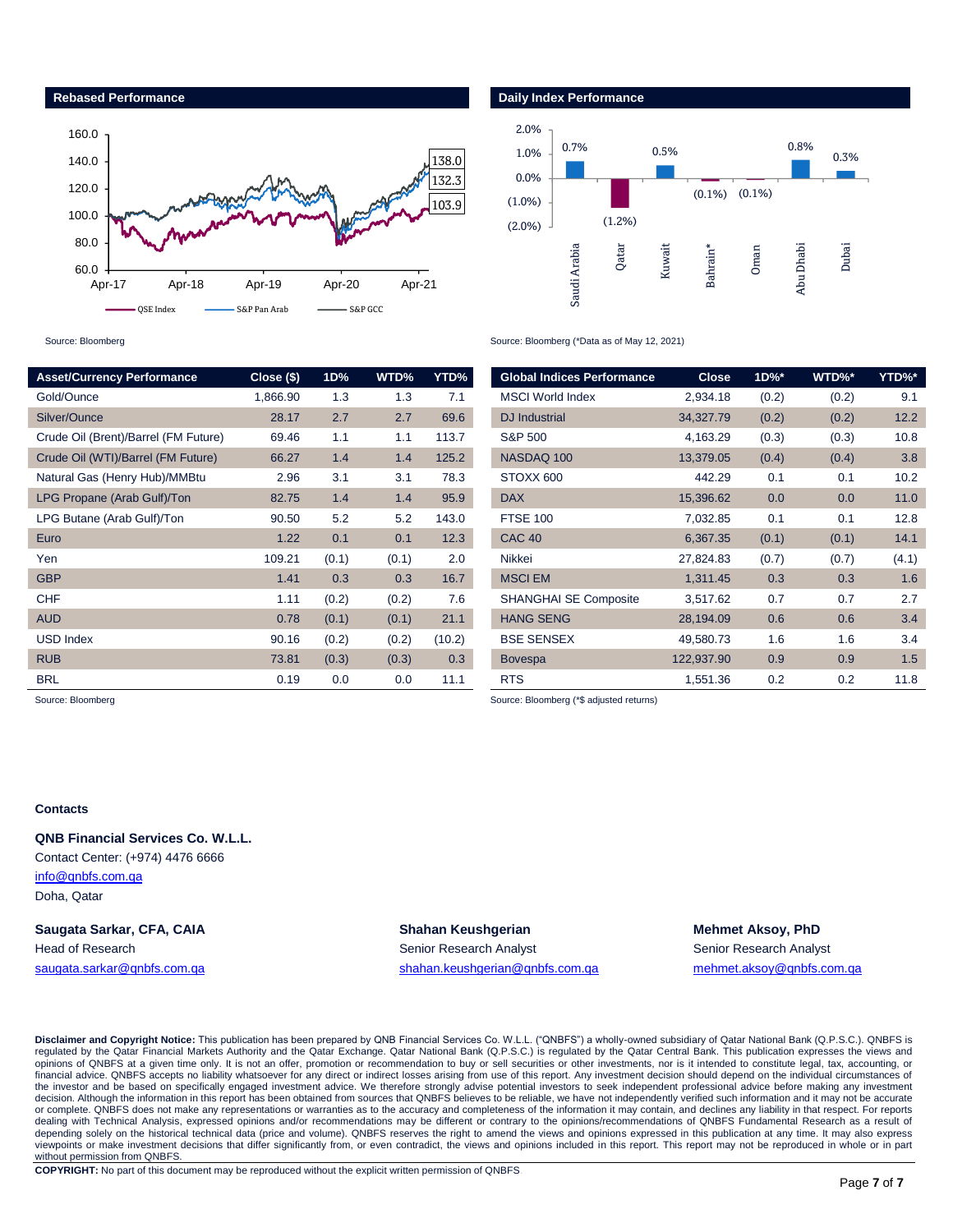**Rebased Performance**

160.0
140.0
120.0
100.0
80.0
60.0

Apr-17
Apr-18
Apr-19
Apr-20
Apr-21

138.0
132.3
103.9

QSE Index
S&P Pan Arab
S&P GCC

Source: Bloomberg

**Daily Index Performance**

2.0%
1.0%
0.0%
(1.0%)
(2.0%)

0.7%
(1.2%)
0.5%
(0.1%)
(0.1%)
0.8%
0.3%

Saudi Arabia
Qatar
Kuwait
Bahrain*
Oman
Abu Dhabi
Dubai

Source: Bloomberg (*Data as of May 12, 2021)

| Asset/Currency Performance | Close ($) | 1D% | WTD% | YTD% |
|---|---|---|---|---|
| Gold/Ounce | 1,866.90 | 1.3 | 1.3 | 7.1 |
| Silver/Ounce | 28.17 | 2.7 | 2.7 | 69.6 |
| Crude Oil (Brent)/Barrel (FM Future) | 69.46 | 1.1 | 1.1 | 113.7 |
| Crude Oil (WTI)/Barrel (FM Future) | 66.27 | 1.4 | 1.4 | 125.2 |
| Natural Gas (Henry Hub)/MMBtu | 2.96 | 3.1 | 3.1 | 78.3 |
| LPG Propane (Arab Gulf)/Ton | 82.75 | 1.4 | 1.4 | 95.9 |
| LPG Butane (Arab Gulf)/Ton | 90.50 | 5.2 | 5.2 | 143.0 |
| Euro | 1.22 | 0.1 | 0.1 | 12.3 |
| Yen | 109.21 | (0.1) | (0.1) | 2.0 |
| GBP | 1.41 | 0.3 | 0.3 | 16.7 |
| CHF | 1.11 | (0.2) | (0.2) | 7.6 |
| AUD | 0.78 | (0.1) | (0.1) | 21.1 |
| USD Index | 90.16 | (0.2) | (0.2) | (10.2) |
| RUB | 73.81 | (0.3) | (0.3) | 0.3 |
| BRL | 0.19 | 0.0 | 0.0 | 11.1 |

Source: Bloomberg

| Global Indices Performance | Close | 1D%* | WTD%* | YTD%* |
|---|---|---|---|---|
| MSCI World Index | 2,934.18 | (0.2) | (0.2) | 9.1 |
| DJ Industrial | 34,327.79 | (0.2) | (0.2) | 12.2 |
| S&P 500 | 4,163.29 | (0.3) | (0.3) | 10.8 |
| NASDAQ 100 | 13,379.05 | (0.4) | (0.4) | 3.8 |
| STOXX 600 | 442.29 | 0.1 | 0.1 | 10.2 |
| DAX | 15,396.62 | 0.0 | 0.0 | 11.0 |
| FTSE 100 | 7,032.85 | 0.1 | 0.1 | 12.8 |
| CAC 40 | 6,367.35 | (0.1) | (0.1) | 14.1 |
| Nikkei | 27,824.83 | (0.7) | (0.7) | (4.1) |
| MSCI EM | 1,311.45 | 0.3 | 0.3 | 1.6 |
| SHANGHAI SE Composite | 3,517.62 | 0.7 | 0.7 | 2.7 |
| HANG SENG | 28,194.09 | 0.6 | 0.6 | 3.4 |
| BSE SENSEX | 49,580.73 | 1.6 | 1.6 | 3.4 |
| Bovespa | 122,937.90 | 0.9 | 0.9 | 1.5 |
| RTS | 1,551.36 | 0.2 | 0.2 | 11.8 |

Source: Bloomberg (*$ adjusted returns)

**Contacts**

**QNB Financial Services Co. W.L.L.**
Contact Center: (+974) 4476 6666
info@qnbfs.com.qa
Doha, Qatar

**Saugata Sarkar, CFA, CAIA**
Head of Research
saugata.sarkar@qnbfs.com.qa

**Shahan Keushgerian**
Senior Research Analyst
shahan.keushgerian@qnbfs.com.qa

**Mehmet Aksoy, PhD**
Senior Research Analyst
mehmet.aksoy@qnbfs.com.qa

**Disclaimer and Copyright Notice:** This publication has been prepared by QNB Financial Services Co. W.L.L. ("QNBFS") a wholly-owned subsidiary of Qatar National Bank (Q.P.S.C.). QNBFS is regulated by the Qatar Financial Markets Authority and the Qatar Exchange. Qatar National Bank (Q.P.S.C.) is regulated by the Qatar Central Bank. This publication expresses the views and opinions of QNBFS at a given time only. It is not an offer, promotion or recommendation to buy or sell securities or other investments, nor is it intended to constitute legal, tax, accounting, or financial advice. QNBFS accepts no liability whatsoever for any direct or indirect losses arising from use of this report. Any investment decision should depend on the individual circumstances of the investor and be based on specifically engaged investment advice. We therefore strongly advise potential investors to seek independent professional advice before making any investment decision. Although the information in this report has been obtained from sources that QNBFS believes to be reliable, we have not independently verified such information and it may not be accurate or complete. QNBFS does not make any representations or warranties as to the accuracy and completeness of the information it may contain, and declines any liability in that respect. For reports dealing with Technical Analysis, expressed opinions and/or recommendations may be different or contrary to the opinions/recommendations of QNBFS Fundamental Research as a result of depending solely on the historical technical data (price and volume). QNBFS reserves the right to amend the views and opinions expressed in this publication at any time. It may also express viewpoints or make investment decisions that differ significantly from, or even contradict, the views and opinions included in this report. This report may not be reproduced in whole or in part without permission from QNBFS.

**COPYRIGHT:** No part of this document may be reproduced without the explicit written permission of QNBFS.